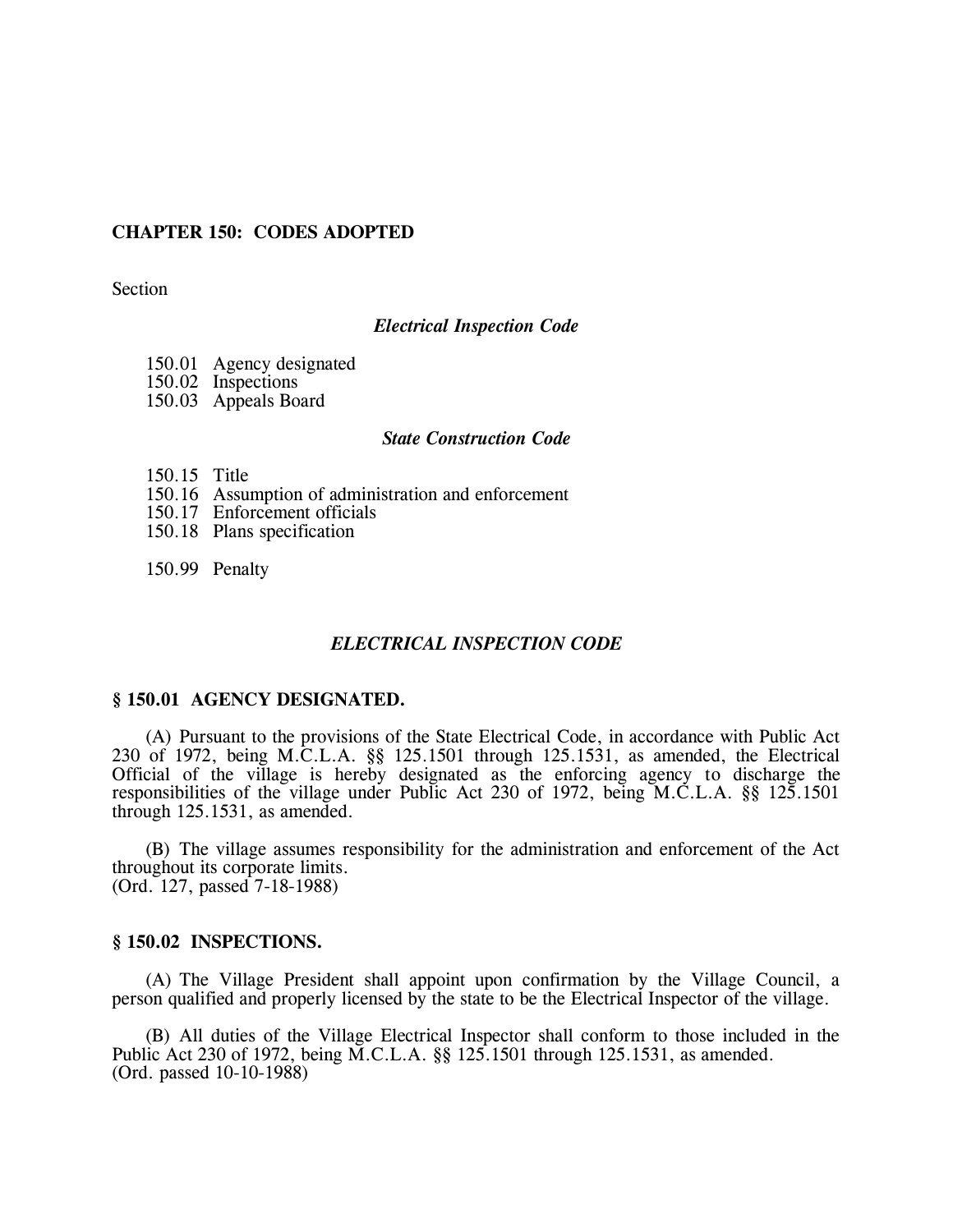# CHAPTER 150: CODES ADOPTED

Section

*Electrical Inspection Code*

150.01 Agency designated
150.02 Inspections
150.03 Appeals Board

*State Construction Code*

150.15 Title
150.16 Assumption of administration and enforcement
150.17 Enforcement officials
150.18 Plans specification

150.99 Penalty

## *ELECTRICAL INSPECTION CODE*

### § 150.01 AGENCY DESIGNATED.

(A) Pursuant to the provisions of the State Electrical Code, in accordance with Public Act 230 of 1972, being M.C.L.A. §§ 125.1501 through 125.1531, as amended, the Electrical Official of the village is hereby designated as the enforcing agency to discharge the responsibilities of the village under Public Act 230 of 1972, being M.C.L.A. §§ 125.1501 through 125.1531, as amended.

(B) The village assumes responsibility for the administration and enforcement of the Act throughout its corporate limits.
(Ord. 127, passed 7-18-1988)

### § 150.02 INSPECTIONS.

(A) The Village President shall appoint upon confirmation by the Village Council, a person qualified and properly licensed by the state to be the Electrical Inspector of the village.

(B) All duties of the Village Electrical Inspector shall conform to those included in the Public Act 230 of 1972, being M.C.L.A. §§ 125.1501 through 125.1531, as amended.
(Ord. passed 10-10-1988)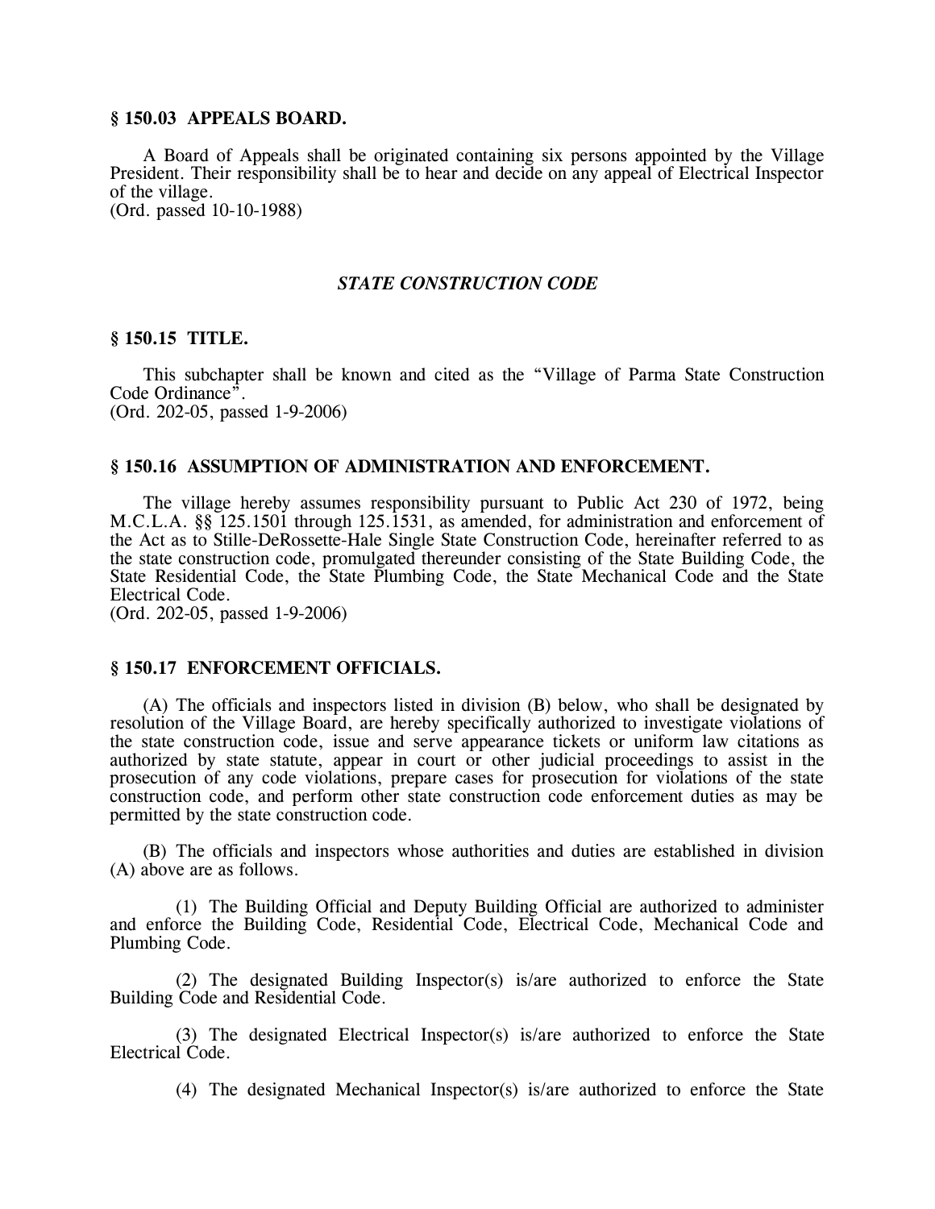### § 150.03 APPEALS BOARD.

A Board of Appeals shall be originated containing six persons appointed by the Village President. Their responsibility shall be to hear and decide on any appeal of Electrical Inspector of the village.
(Ord. passed 10-10-1988)

## *STATE CONSTRUCTION CODE*

### § 150.15 TITLE.

This subchapter shall be known and cited as the "Village of Parma State Construction Code Ordinance".
(Ord. 202-05, passed 1-9-2006)

### § 150.16 ASSUMPTION OF ADMINISTRATION AND ENFORCEMENT.

The village hereby assumes responsibility pursuant to Public Act 230 of 1972, being M.C.L.A. §§ 125.1501 through 125.1531, as amended, for administration and enforcement of the Act as to Stille-DeRossette-Hale Single State Construction Code, hereinafter referred to as the state construction code, promulgated thereunder consisting of the State Building Code, the State Residential Code, the State Plumbing Code, the State Mechanical Code and the State Electrical Code.
(Ord. 202-05, passed 1-9-2006)

### § 150.17 ENFORCEMENT OFFICIALS.

(A) The officials and inspectors listed in division (B) below, who shall be designated by resolution of the Village Board, are hereby specifically authorized to investigate violations of the state construction code, issue and serve appearance tickets or uniform law citations as authorized by state statute, appear in court or other judicial proceedings to assist in the prosecution of any code violations, prepare cases for prosecution for violations of the state construction code, and perform other state construction code enforcement duties as may be permitted by the state construction code.

(B) The officials and inspectors whose authorities and duties are established in division (A) above are as follows.

(1) The Building Official and Deputy Building Official are authorized to administer and enforce the Building Code, Residential Code, Electrical Code, Mechanical Code and Plumbing Code.

(2) The designated Building Inspector(s) is/are authorized to enforce the State Building Code and Residential Code.

(3) The designated Electrical Inspector(s) is/are authorized to enforce the State Electrical Code.

(4) The designated Mechanical Inspector(s) is/are authorized to enforce the State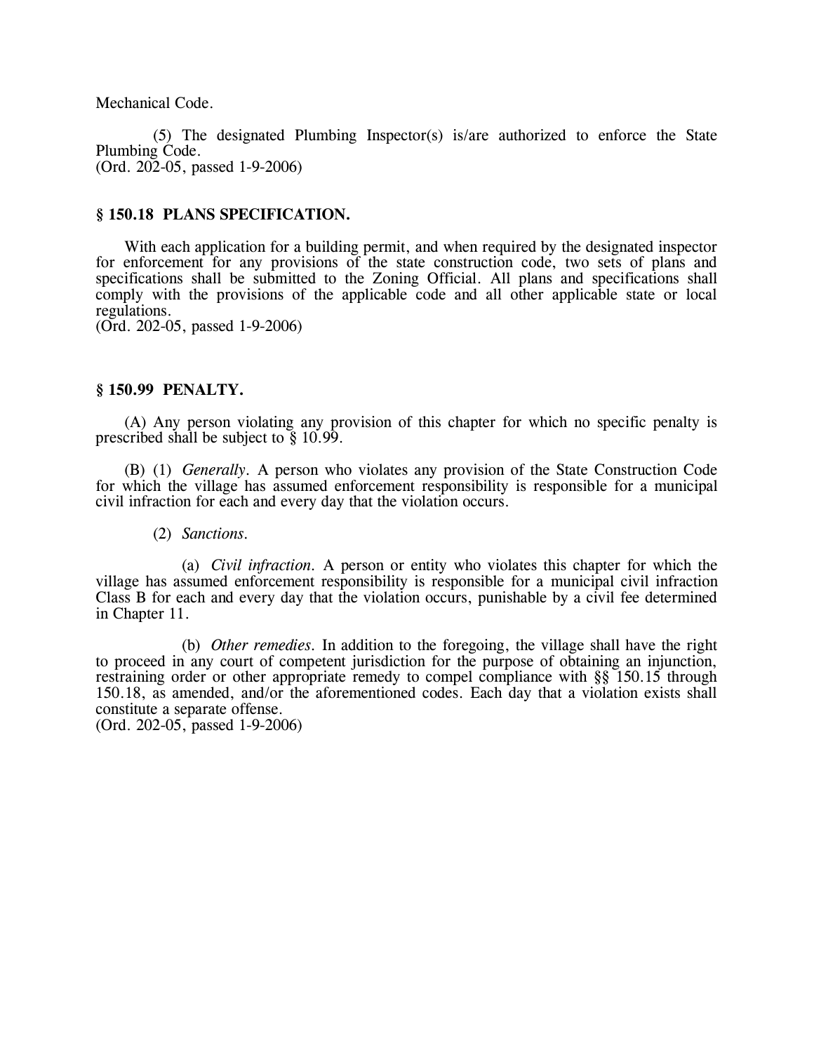Mechanical Code.

(5) The designated Plumbing Inspector(s) is/are authorized to enforce the State Plumbing Code.
(Ord. 202-05, passed 1-9-2006)

### § 150.18 PLANS SPECIFICATION.

With each application for a building permit, and when required by the designated inspector for enforcement for any provisions of the state construction code, two sets of plans and specifications shall be submitted to the Zoning Official. All plans and specifications shall comply with the provisions of the applicable code and all other applicable state or local regulations.
(Ord. 202-05, passed 1-9-2006)

### § 150.99 PENALTY.

(A) Any person violating any provision of this chapter for which no specific penalty is prescribed shall be subject to § 10.99.

(B) (1) *Generally*. A person who violates any provision of the State Construction Code for which the village has assumed enforcement responsibility is responsible for a municipal civil infraction for each and every day that the violation occurs.

(2) *Sanctions*.

(a) *Civil infraction*. A person or entity who violates this chapter for which the village has assumed enforcement responsibility is responsible for a municipal civil infraction Class B for each and every day that the violation occurs, punishable by a civil fee determined in Chapter 11.

(b) *Other remedies*. In addition to the foregoing, the village shall have the right to proceed in any court of competent jurisdiction for the purpose of obtaining an injunction, restraining order or other appropriate remedy to compel compliance with §§ 150.15 through 150.18, as amended, and/or the aforementioned codes. Each day that a violation exists shall constitute a separate offense.
(Ord. 202-05, passed 1-9-2006)